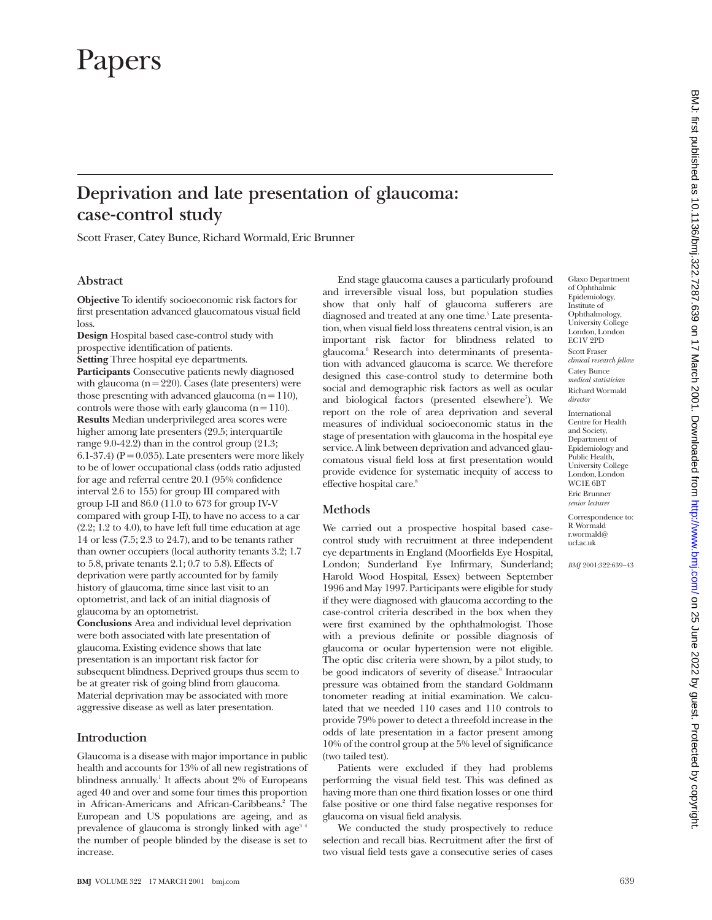# Papers

## Deprivation and late presentation of glaucoma: case-control study

Scott Fraser, Catey Bunce, Richard Wormald, Eric Brunner

### Abstract

**Objective** To identify socioeconomic risk factors for first presentation advanced glaucomatous visual field loss.

**Design** Hospital based case-control study with prospective identification of patients.

**Setting** Three hospital eye departments.

**Participants** Consecutive patients newly diagnosed with glaucoma (n=220). Cases (late presenters) were those presenting with advanced glaucoma (n=110), controls were those with early glaucoma (n=110).

**Results** Median underprivileged area scores were higher among late presenters (29.5; interquartile range 9.0-42.2) than in the control group (21.3; 6.1-37.4) (P=0.035). Late presenters were more likely to be of lower occupational class (odds ratio adjusted for age and referral centre 20.1 (95% confidence interval 2.6 to 155) for group III compared with group I-II and 86.0 (11.0 to 673 for group IV-V compared with group I-II), to have no access to a car (2.2; 1.2 to 4.0), to have left full time education at age 14 or less (7.5; 2.3 to 24.7), and to be tenants rather than owner occupiers (local authority tenants 3.2; 1.7 to 5.8, private tenants 2.1; 0.7 to 5.8). Effects of deprivation were partly accounted for by family history of glaucoma, time since last visit to an optometrist, and lack of an initial diagnosis of glaucoma by an optometrist.

**Conclusions** Area and individual level deprivation were both associated with late presentation of glaucoma. Existing evidence shows that late presentation is an important risk factor for subsequent blindness. Deprived groups thus seem to be at greater risk of going blind from glaucoma. Material deprivation may be associated with more aggressive disease as well as later presentation.

### Introduction

Glaucoma is a disease with major importance in public health and accounts for 13% of all new registrations of blindness annually.[1] It affects about 2% of Europeans aged 40 and over and some four times this proportion in African-Americans and African-Caribbeans.[2] The European and US populations are ageing, and as prevalence of glaucoma is strongly linked with age[3 4] the number of people blinded by the disease is set to increase.

End stage glaucoma causes a particularly profound and irreversible visual loss, but population studies show that only half of glaucoma sufferers are diagnosed and treated at any one time.[5] Late presentation, when visual field loss threatens central vision, is an important risk factor for blindness related to glaucoma.[6] Research into determinants of presentation with advanced glaucoma is scarce. We therefore designed this case-control study to determine both social and demographic risk factors as well as ocular and biological factors (presented elsewhere[7]). We report on the role of area deprivation and several measures of individual socioeconomic status in the stage of presentation with glaucoma in the hospital eye service. A link between deprivation and advanced glaucomatous visual field loss at first presentation would provide evidence for systematic inequity of access to effective hospital care.[8]

### Methods

We carried out a prospective hospital based case-control study with recruitment at three independent eye departments in England (Moorfields Eye Hospital, London; Sunderland Eye Infirmary, Sunderland; Harold Wood Hospital, Essex) between September 1996 and May 1997. Participants were eligible for study if they were diagnosed with glaucoma according to the case-control criteria described in the box when they were first examined by the ophthalmologist. Those with a previous definite or possible diagnosis of glaucoma or ocular hypertension were not eligible. The optic disc criteria were shown, by a pilot study, to be good indicators of severity of disease.[9] Intraocular pressure was obtained from the standard Goldmann tonometer reading at initial examination. We calculated that we needed 110 cases and 110 controls to provide 79% power to detect a threefold increase in the odds of late presentation in a factor present among 10% of the control group at the 5% level of significance (two tailed test).

Patients were excluded if they had problems performing the visual field test. This was defined as having more than one third fixation losses or one third false positive or one third false negative responses for glaucoma on visual field analysis.

We conducted the study prospectively to reduce selection and recall bias. Recruitment after the first of two visual field tests gave a consecutive series of cases

Glaxo Department of Ophthalmic Epidemiology, Institute of Ophthalmology, University College London, London EC1V 2PD

Scott Fraser *clinical research fellow*

Catey Bunce *medical statistician*

Richard Wormald *director*

International Centre for Health and Society, Department of Epidemiology and Public Health, University College London, London WC1E 6BT

Eric Brunner *senior lecturer*

Correspondence to: R Wormald r.wormald@ucl.ac.uk

*BMJ* 2001;322:639–43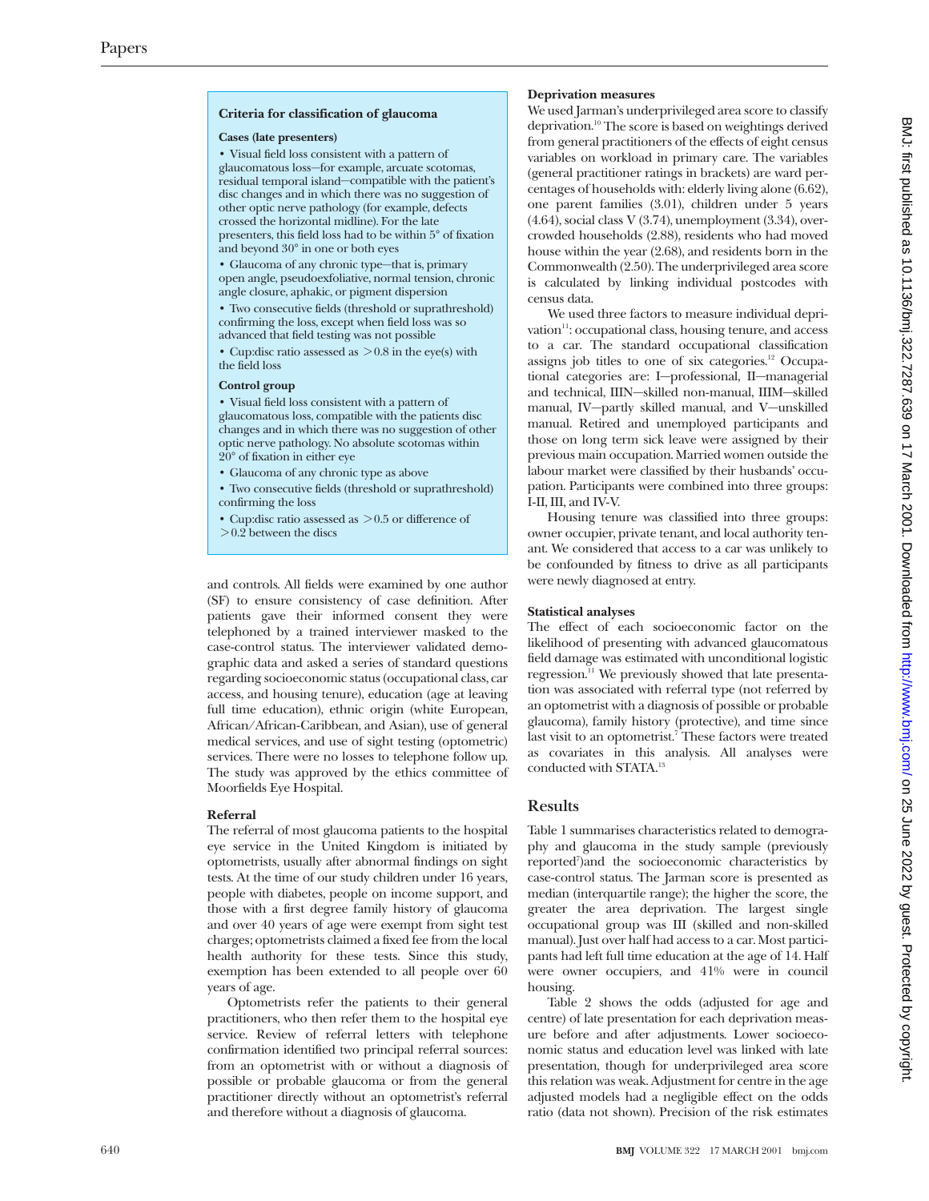> **Criteria for classification of glaucoma**
>
> **Cases (late presenters)**
>
> - Visual field loss consistent with a pattern of glaucomatous loss—for example, arcuate scotomas, residual temporal island—compatible with the patient's disc changes and in which there was no suggestion of other optic nerve pathology (for example, defects crossed the horizontal midline). For the late presenters, this field loss had to be within 5° of fixation and beyond 30° in one or both eyes
> - Glaucoma of any chronic type—that is, primary open angle, pseudoexfoliative, normal tension, chronic angle closure, aphakic, or pigment dispersion
> - Two consecutive fields (threshold or suprathreshold) confirming the loss, except when field loss was so advanced that field testing was not possible
> - Cup:disc ratio assessed as >0.8 in the eye(s) with the field loss
>
> **Control group**
>
> - Visual field loss consistent with a pattern of glaucomatous loss, compatible with the patients disc changes and in which there was no suggestion of other optic nerve pathology. No absolute scotomas within 20° of fixation in either eye
> - Glaucoma of any chronic type as above
> - Two consecutive fields (threshold or suprathreshold) confirming the loss
> - Cup:disc ratio assessed as >0.5 or difference of >0.2 between the discs

and controls. All fields were examined by one author (SF) to ensure consistency of case definition. After patients gave their informed consent they were telephoned by a trained interviewer masked to the case-control status. The interviewer validated demographic data and asked a series of standard questions regarding socioeconomic status (occupational class, car access, and housing tenure), education (age at leaving full time education), ethnic origin (white European, African/African-Caribbean, and Asian), use of general medical services, and use of sight testing (optometric) services. There were no losses to telephone follow up. The study was approved by the ethics committee of Moorfields Eye Hospital.

### Referral

The referral of most glaucoma patients to the hospital eye service in the United Kingdom is initiated by optometrists, usually after abnormal findings on sight tests. At the time of our study children under 16 years, people with diabetes, people on income support, and those with a first degree family history of glaucoma and over 40 years of age were exempt from sight test charges; optometrists claimed a fixed fee from the local health authority for these tests. Since this study, exemption has been extended to all people over 60 years of age.

Optometrists refer the patients to their general practitioners, who then refer them to the hospital eye service. Review of referral letters with telephone confirmation identified two principal referral sources: from an optometrist with or without a diagnosis of possible or probable glaucoma or from the general practitioner directly without an optometrist's referral and therefore without a diagnosis of glaucoma.

### Deprivation measures

We used Jarman's underprivileged area score to classify deprivation.[10] The score is based on weightings derived from general practitioners of the effects of eight census variables on workload in primary care. The variables (general practitioner ratings in brackets) are ward percentages of households with: elderly living alone (6.62), one parent families (3.01), children under 5 years (4.64), social class V (3.74), unemployment (3.34), overcrowded households (2.88), residents who had moved house within the year (2.68), and residents born in the Commonwealth (2.50). The underprivileged area score is calculated by linking individual postcodes with census data.

We used three factors to measure individual deprivation[11]: occupational class, housing tenure, and access to a car. The standard occupational classification assigns job titles to one of six categories.[12] Occupational categories are: I—professional, II—managerial and technical, IIIN—skilled non-manual, IIIM—skilled manual, IV—partly skilled manual, and V—unskilled manual. Retired and unemployed participants and those on long term sick leave were assigned by their previous main occupation. Married women outside the labour market were classified by their husbands' occupation. Participants were combined into three groups: I-II, III, and IV-V.

Housing tenure was classified into three groups: owner occupier, private tenant, and local authority tenant. We considered that access to a car was unlikely to be confounded by fitness to drive as all participants were newly diagnosed at entry.

### Statistical analyses

The effect of each socioeconomic factor on the likelihood of presenting with advanced glaucomatous field damage was estimated with unconditional logistic regression.[11] We previously showed that late presentation was associated with referral type (not referred by an optometrist with a diagnosis of possible or probable glaucoma), family history (protective), and time since last visit to an optometrist.[7] These factors were treated as covariates in this analysis. All analyses were conducted with STATA.[13]

## Results

Table 1 summarises characteristics related to demography and glaucoma in the study sample (previously reported[7])and the socioeconomic characteristics by case-control status. The Jarman score is presented as median (interquartile range); the higher the score, the greater the area deprivation. The largest single occupational group was III (skilled and non-skilled manual). Just over half had access to a car. Most participants had left full time education at the age of 14. Half were owner occupiers, and 41% were in council housing.

Table 2 shows the odds (adjusted for age and centre) of late presentation for each deprivation measure before and after adjustments. Lower socioeconomic status and education level was linked with late presentation, though for underprivileged area score this relation was weak. Adjustment for centre in the age adjusted models had a negligible effect on the odds ratio (data not shown). Precision of the risk estimates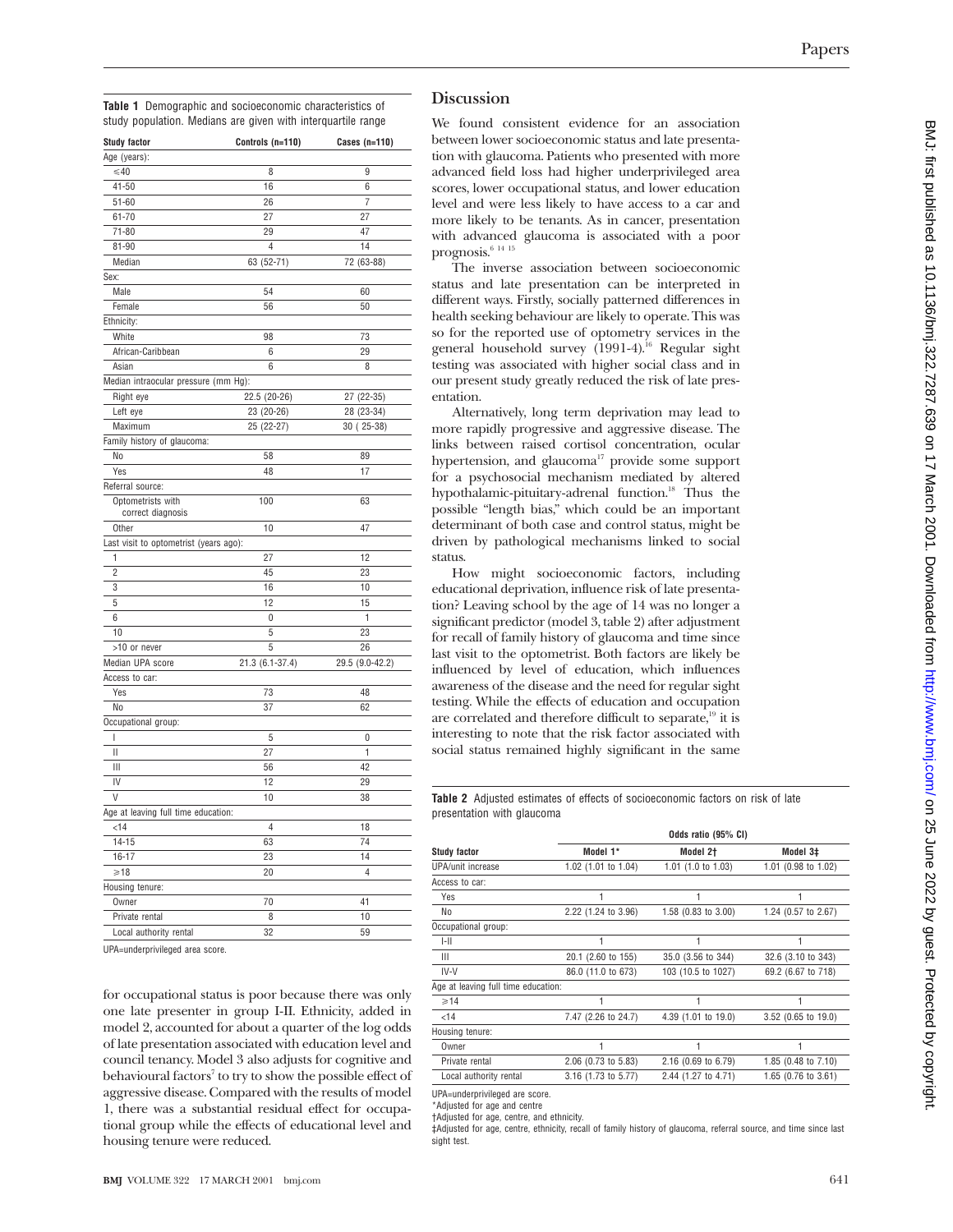**Table 1** Demographic and socioeconomic characteristics of study population. Medians are given with interquartile range

| Study factor | Controls (n=110) | Cases (n=110) |
|---|---|---|
| Age (years): | | |
| ≤40 | 8 | 9 |
| 41-50 | 16 | 6 |
| 51-60 | 26 | 7 |
| 61-70 | 27 | 27 |
| 71-80 | 29 | 47 |
| 81-90 | 4 | 14 |
| Median | 63 (52-71) | 72 (63-88) |
| Sex: | | |
| Male | 54 | 60 |
| Female | 56 | 50 |
| Ethnicity: | | |
| White | 98 | 73 |
| African-Caribbean | 6 | 29 |
| Asian | 6 | 8 |
| Median intraocular pressure (mm Hg): | | |
| Right eye | 22.5 (20-26) | 27 (22-35) |
| Left eye | 23 (20-26) | 28 (23-34) |
| Maximum | 25 (22-27) | 30 ( 25-38) |
| Family history of glaucoma: | | |
| No | 58 | 89 |
| Yes | 48 | 17 |
| Referral source: | | |
| Optometrists with correct diagnosis | 100 | 63 |
| Other | 10 | 47 |
| Last visit to optometrist (years ago): | | |
| 1 | 27 | 12 |
| 2 | 45 | 23 |
| 3 | 16 | 10 |
| 5 | 12 | 15 |
| 6 | 0 | 1 |
| 10 | 5 | 23 |
| >10 or never | 5 | 26 |
| Median UPA score | 21.3 (6.1-37.4) | 29.5 (9.0-42.2) |
| Access to car: | | |
| Yes | 73 | 48 |
| No | 37 | 62 |
| Occupational group: | | |
| I | 5 | 0 |
| II | 27 | 1 |
| III | 56 | 42 |
| IV | 12 | 29 |
| V | 10 | 38 |
| Age at leaving full time education: | | |
| <14 | 4 | 18 |
| 14-15 | 63 | 74 |
| 16-17 | 23 | 14 |
| ≥18 | 20 | 4 |
| Housing tenure: | | |
| Owner | 70 | 41 |
| Private rental | 8 | 10 |
| Local authority rental | 32 | 59 |

UPA=underprivileged area score.

for occupational status is poor because there was only one late presenter in group I-II. Ethnicity, added in model 2, accounted for about a quarter of the log odds of late presentation associated with education level and council tenancy. Model 3 also adjusts for cognitive and behavioural factors[7] to try to show the possible effect of aggressive disease. Compared with the results of model 1, there was a substantial residual effect for occupational group while the effects of educational level and housing tenure were reduced.

## Discussion

We found consistent evidence for an association between lower socioeconomic status and late presentation with glaucoma. Patients who presented with more advanced field loss had higher underprivileged area scores, lower occupational status, and lower education level and were less likely to have access to a car and more likely to be tenants. As in cancer, presentation with advanced glaucoma is associated with a poor prognosis.[6 14 15]

The inverse association between socioeconomic status and late presentation can be interpreted in different ways. Firstly, socially patterned differences in health seeking behaviour are likely to operate. This was so for the reported use of optometry services in the general household survey (1991-4).[16] Regular sight testing was associated with higher social class and in our present study greatly reduced the risk of late presentation.

Alternatively, long term deprivation may lead to more rapidly progressive and aggressive disease. The links between raised cortisol concentration, ocular hypertension, and glaucoma[17] provide some support for a psychosocial mechanism mediated by altered hypothalamic-pituitary-adrenal function.[18] Thus the possible "length bias," which could be an important determinant of both case and control status, might be driven by pathological mechanisms linked to social status.

How might socioeconomic factors, including educational deprivation, influence risk of late presentation? Leaving school by the age of 14 was no longer a significant predictor (model 3, table 2) after adjustment for recall of family history of glaucoma and time since last visit to the optometrist. Both factors are likely be influenced by level of education, which influences awareness of the disease and the need for regular sight testing. While the effects of education and occupation are correlated and therefore difficult to separate,[19] it is interesting to note that the risk factor associated with social status remained highly significant in the same

**Table 2** Adjusted estimates of effects of socioeconomic factors on risk of late presentation with glaucoma

| Study factor | Odds ratio (95% CI) | | |
|---|---|---|---|
| | Model 1* | Model 2† | Model 3‡ |
| UPA/unit increase | 1.02 (1.01 to 1.04) | 1.01 (1.0 to 1.03) | 1.01 (0.98 to 1.02) |
| Access to car: | | | |
| Yes | 1 | 1 | 1 |
| No | 2.22 (1.24 to 3.96) | 1.58 (0.83 to 3.00) | 1.24 (0.57 to 2.67) |
| Occupational group: | | | |
| I-II | 1 | 1 | 1 |
| III | 20.1 (2.60 to 155) | 35.0 (3.56 to 344) | 32.6 (3.10 to 343) |
| IV-V | 86.0 (11.0 to 673) | 103 (10.5 to 1027) | 69.2 (6.67 to 718) |
| Age at leaving full time education: | | | |
| ≥14 | 1 | 1 | 1 |
| <14 | 7.47 (2.26 to 24.7) | 4.39 (1.01 to 19.0) | 3.52 (0.65 to 19.0) |
| Housing tenure: | | | |
| Owner | 1 | 1 | 1 |
| Private rental | 2.06 (0.73 to 5.83) | 2.16 (0.69 to 6.79) | 1.85 (0.48 to 7.10) |
| Local authority rental | 3.16 (1.73 to 5.77) | 2.44 (1.27 to 4.71) | 1.65 (0.76 to 3.61) |

UPA=underprivileged are score.

*Adjusted for age and centre

†Adjusted for age, centre, and ethnicity.

‡Adjusted for age, centre, ethnicity, recall of family history of glaucoma, referral source, and time since last sight test.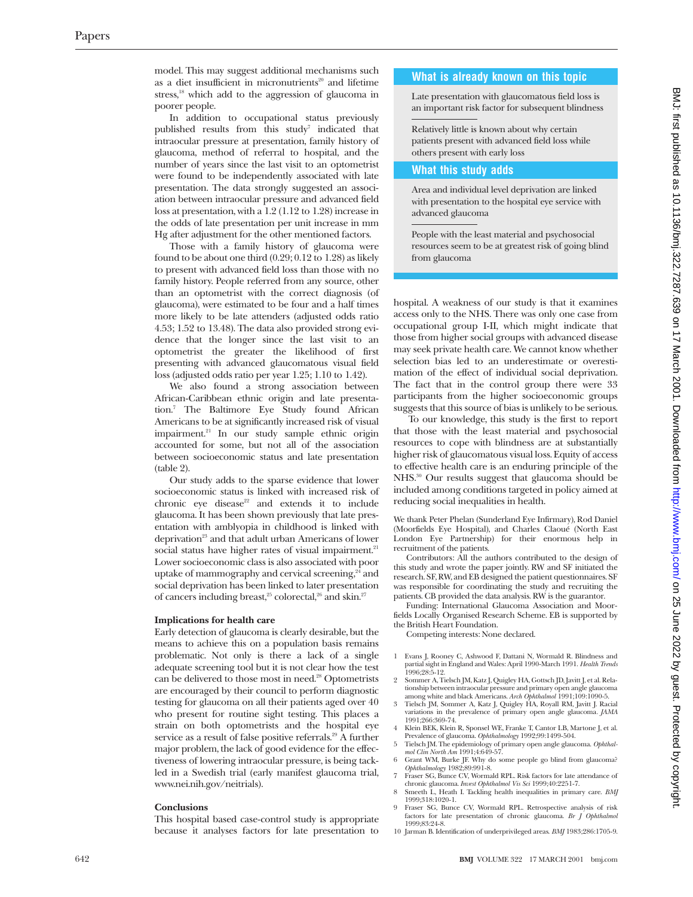model. This may suggest additional mechanisms such as a diet insufficient in micronutrients[20] and lifetime stress,[18] which add to the aggression of glaucoma in poorer people.

In addition to occupational status previously published results from this study[7] indicated that intraocular pressure at presentation, family history of glaucoma, method of referral to hospital, and the number of years since the last visit to an optometrist were found to be independently associated with late presentation. The data strongly suggested an association between intraocular pressure and advanced field loss at presentation, with a 1.2 (1.12 to 1.28) increase in the odds of late presentation per unit increase in mm Hg after adjustment for the other mentioned factors.

Those with a family history of glaucoma were found to be about one third (0.29; 0.12 to 1.28) as likely to present with advanced field loss than those with no family history. People referred from any source, other than an optometrist with the correct diagnosis (of glaucoma), were estimated to be four and a half times more likely to be late attenders (adjusted odds ratio 4.53; 1.52 to 13.48). The data also provided strong evidence that the longer since the last visit to an optometrist the greater the likelihood of first presenting with advanced glaucomatous visual field loss (adjusted odds ratio per year 1.25; 1.10 to 1.42).

We also found a strong association between African-Caribbean ethnic origin and late presentation.[7] The Baltimore Eye Study found African Americans to be at significantly increased risk of visual impairment.[21] In our study sample ethnic origin accounted for some, but not all of the association between socioeconomic status and late presentation (table 2).

Our study adds to the sparse evidence that lower socioeconomic status is linked with increased risk of chronic eye disease[22] and extends it to include glaucoma. It has been shown previously that late presentation with amblyopia in childhood is linked with deprivation[23] and that adult urban Americans of lower social status have higher rates of visual impairment.[21] Lower socioeconomic class is also associated with poor uptake of mammography and cervical screening,[24] and social deprivation has been linked to later presentation of cancers including breast,[25] colorectal,[26] and skin.[27]

### Implications for health care

Early detection of glaucoma is clearly desirable, but the means to achieve this on a population basis remains problematic. Not only is there a lack of a single adequate screening tool but it is not clear how the test can be delivered to those most in need.[28] Optometrists are encouraged by their council to perform diagnostic testing for glaucoma on all their patients aged over 40 who present for routine sight testing. This places a strain on both optometrists and the hospital eye service as a result of false positive referrals.[29] A further major problem, the lack of good evidence for the effectiveness of lowering intraocular pressure, is being tackled in a Swedish trial (early manifest glaucoma trial, www.nei.nih.gov/neitrials).

### Conclusions

This hospital based case-control study is appropriate because it analyses factors for late presentation to hospital. A weakness of our study is that it examines access only to the NHS. There was only one case from occupational group I-II, which might indicate that those from higher social groups with advanced disease may seek private health care. We cannot know whether selection bias led to an underestimate or overestimation of the effect of individual social deprivation. The fact that in the control group there were 33 participants from the higher socioeconomic groups suggests that this source of bias is unlikely to be serious.

To our knowledge, this study is the first to report that those with the least material and psychosocial resources to cope with blindness are at substantially higher risk of glaucomatous visual loss. Equity of access to effective health care is an enduring principle of the NHS.[30] Our results suggest that glaucoma should be included among conditions targeted in policy aimed at reducing social inequalities in health.

> **What is already known on this topic**
>
> Late presentation with glaucomatous field loss is an important risk factor for subsequent blindness
>
> Relatively little is known about why certain patients present with advanced field loss while others present with early loss
>
> **What this study adds**
>
> Area and individual level deprivation are linked with presentation to the hospital eye service with advanced glaucoma
>
> People with the least material and psychosocial resources seem to be at greatest risk of going blind from glaucoma

We thank Peter Phelan (Sunderland Eye Infirmary), Rod Daniel (Moorfields Eye Hospital), and Charles Claoué (North East London Eye Partnership) for their enormous help in recruitment of the patients.

Contributors: All the authors contributed to the design of this study and wrote the paper jointly. RW and SF initiated the research. SF, RW, and EB designed the patient questionnaires. SF was responsible for coordinating the study and recruiting the patients. CB provided the data analysis. RW is the guarantor.

Funding: International Glaucoma Association and Moorfields Locally Organised Research Scheme. EB is supported by the British Heart Foundation.

Competing interests: None declared.

1. Evans J, Rooney C, Ashwood F, Dattani N, Wormald R. Blindness and partial sight in England and Wales: April 1990-March 1991. *Health Trends* 1996;28:5-12.
2. Sommer A, Tielsch JM, Katz J, Quigley HA, Gottsch JD, Javitt J, et al. Relationship between intraocular pressure and primary open angle glaucoma among white and black Americans. *Arch Ophthalmol* 1991;109:1090-5.
3. Tielsch JM, Sommer A, Katz J, Quigley HA, Royall RM, Javitt J. Racial variations in the prevalence of primary open angle glaucoma. *JAMA* 1991;266:369-74.
4. Klein BEK, Klein R, Sponsel WE, Franke T, Cantor LB, Martone J, et al. Prevalence of glaucoma. *Ophthalmology* 1992;99:1499-504.
5. Tielsch JM. The epidemiology of primary open angle glaucoma. *Ophthalmol Clin North Am* 1991;4:649-57.
6. Grant WM, Burke JF. Why do some people go blind from glaucoma? *Ophthalmology* 1982;89:991-8.
7. Fraser SG, Bunce CV, Wormald RPL. Risk factors for late attendance of chronic glaucoma. *Invest Ophthalmol Vis Sci* 1999;40:2251-7.
8. Smeeth L, Heath I. Tackling health inequalities in primary care. *BMJ* 1999;318:1020-1.
9. Fraser SG, Bunce CV, Wormald RPL. Retrospective analysis of risk factors for late presentation of chronic glaucoma. *Br J Ophthalmol* 1999;83:24-8.
10. Jarman B. Identification of underprivileged areas. *BMJ* 1983;286:1705-9.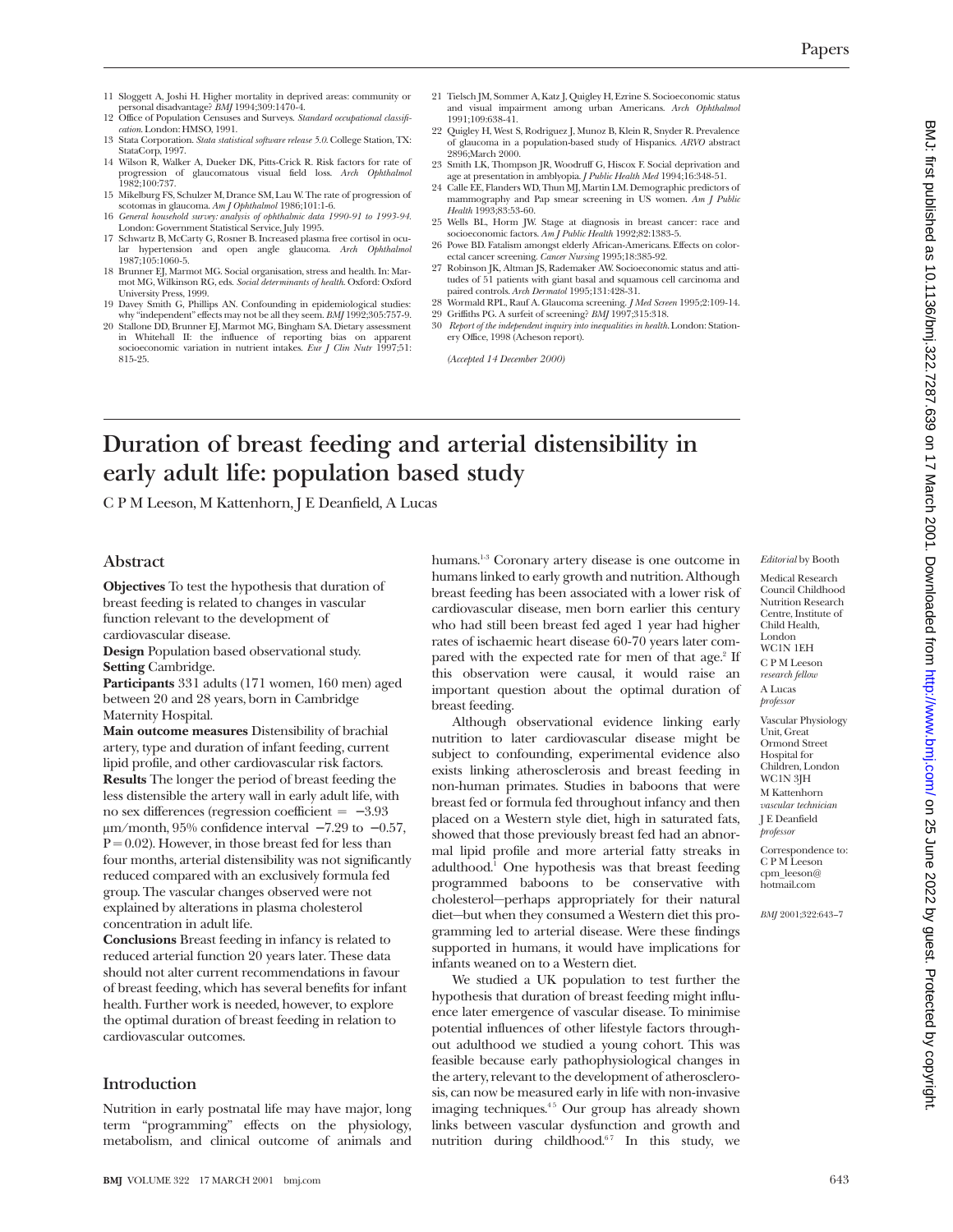11 Sloggett A, Joshi H. Higher mortality in deprived areas: community or personal disadvantage? *BMJ* 1994;309:1470-4.
12 Office of Population Censuses and Surveys. *Standard occupational classification*. London: HMSO, 1991.
13 Stata Corporation. *Stata statistical software release 5.0*. College Station, TX: StataCorp, 1997.
14 Wilson R, Walker A, Dueker DK, Pitts-Crick R. Risk factors for rate of progression of glaucomatous visual field loss. *Arch Ophthalmol* 1982;100:737.
15 Mikelburg FS, Schulzer M, Drance SM, Lau W. The rate of progression of scotomas in glaucoma. *Am J Ophthalmol* 1986;101:1-6.
16 *General household survey: analysis of ophthalmic data 1990-91 to 1993-94.* London: Government Statistical Service, July 1995.
17 Schwartz B, McCarty G, Rosner B. Increased plasma free cortisol in ocular hypertension and open angle glaucoma. *Arch Ophthalmol* 1987;105:1060-5.
18 Brunner EJ, Marmot MG. Social organisation, stress and health. In: Marmot MG, Wilkinson RG, eds. *Social determinants of health*. Oxford: Oxford University Press, 1999.
19 Davey Smith G, Phillips AN. Confounding in epidemiological studies: why "independent" effects may not be all they seem. *BMJ* 1992;305:757-9.
20 Stallone DD, Brunner EJ, Marmot MG, Bingham SA. Dietary assessment in Whitehall II: the influence of reporting bias on apparent socioeconomic variation in nutrient intakes. *Eur J Clin Nutr* 1997;51:815-25.
21 Tielsch JM, Sommer A, Katz J, Quigley H, Ezrine S. Socioeconomic status and visual impairment among urban Americans. *Arch Ophthalmol* 1991;109:638-41.
22 Quigley H, West S, Rodriguez J, Munoz B, Klein R, Snyder R. Prevalence of glaucoma in a population-based study of Hispanics. *ARVO* abstract 2896;March 2000.
23 Smith LK, Thompson JR, Woodruff G, Hiscox F. Social deprivation and age at presentation in amblyopia. *J Public Health Med* 1994;16:348-51.
24 Calle EE, Flanders WD, Thun MJ, Martin LM. Demographic predictors of mammography and Pap smear screening in US women. *Am J Public Health* 1993;83:53-60.
25 Wells BL, Horm JW. Stage at diagnosis in breast cancer: race and socioeconomic factors. *Am J Public Health* 1992;82:1383-5.
26 Powe BD. Fatalism amongst elderly African-Americans. Effects on colorectal cancer screening. *Cancer Nursing* 1995;18:385-92.
27 Robinson JK, Altman JS, Rademaker AW. Socioeconomic status and attitudes of 51 patients with giant basal and squamous cell carcinoma and paired controls. *Arch Dermatol* 1995;131:428-31.
28 Wormald RPL, Rauf A. Glaucoma screening. *J Med Screen* 1995;2:109-14.
29 Griffiths PG. A surfeit of screening? *BMJ* 1997;315:318.
30 *Report of the independent inquiry into inequalities in health*. London: Stationery Office, 1998 (Acheson report).

*(Accepted 14 December 2000)*

# Duration of breast feeding and arterial distensibility in early adult life: population based study

C P M Leeson, M Kattenhorn, J E Deanfield, A Lucas

*Editorial* by Booth

Medical Research Council Childhood Nutrition Research Centre, Institute of Child Health, London WC1N 1EH
C P M Leeson *research fellow*
A Lucas *professor*

Vascular Physiology Unit, Great Ormond Street Hospital for Children, London WC1N 3JH
M Kattenhorn *vascular technician*
J E Deanfield *professor*

Correspondence to: C P M Leeson cpm_leeson@hotmail.com

*BMJ* 2001;322:643–7

## Abstract

**Objectives** To test the hypothesis that duration of breast feeding is related to changes in vascular function relevant to the development of cardiovascular disease.

**Design** Population based observational study.

**Setting** Cambridge.

**Participants** 331 adults (171 women, 160 men) aged between 20 and 28 years, born in Cambridge Maternity Hospital.

**Main outcome measures** Distensibility of brachial artery, type and duration of infant feeding, current lipid profile, and other cardiovascular risk factors.

**Results** The longer the period of breast feeding the less distensible the artery wall in early adult life, with no sex differences (regression coefficient = −3.93 μm/month, 95% confidence interval −7.29 to −0.57, $P = 0.02$). However, in those breast fed for less than four months, arterial distensibility was not significantly reduced compared with an exclusively formula fed group. The vascular changes observed were not explained by alterations in plasma cholesterol concentration in adult life.

**Conclusions** Breast feeding in infancy is related to reduced arterial function 20 years later. These data should not alter current recommendations in favour of breast feeding, which has several benefits for infant health. Further work is needed, however, to explore the optimal duration of breast feeding in relation to cardiovascular outcomes.

## Introduction

Nutrition in early postnatal life may have major, long term "programming" effects on the physiology, metabolism, and clinical outcome of animals and humans.[1-3] Coronary artery disease is one outcome in humans linked to early growth and nutrition. Although breast feeding has been associated with a lower risk of cardiovascular disease, men born earlier this century who had still been breast fed aged 1 year had higher rates of ischaemic heart disease 60-70 years later compared with the expected rate for men of that age.[2] If this observation were causal, it would raise an important question about the optimal duration of breast feeding.

Although observational evidence linking early nutrition to later cardiovascular disease might be subject to confounding, experimental evidence also exists linking atherosclerosis and breast feeding in non-human primates. Studies in baboons that were breast fed or formula fed throughout infancy and then placed on a Western style diet, high in saturated fats, showed that those previously breast fed had an abnormal lipid profile and more arterial fatty streaks in adulthood.[1] One hypothesis was that breast feeding programmed baboons to be conservative with cholesterol—perhaps appropriately for their natural diet—but when they consumed a Western diet this programming led to arterial disease. Were these findings supported in humans, it would have implications for infants weaned on to a Western diet.

We studied a UK population to test further the hypothesis that duration of breast feeding might influence later emergence of vascular disease. To minimise potential influences of other lifestyle factors throughout adulthood we studied a young cohort. This was feasible because early pathophysiological changes in the artery, relevant to the development of atherosclerosis, can now be measured early in life with non-invasive imaging techniques.[4,5] Our group has already shown links between vascular dysfunction and growth and nutrition during childhood.[6,7] In this study, we